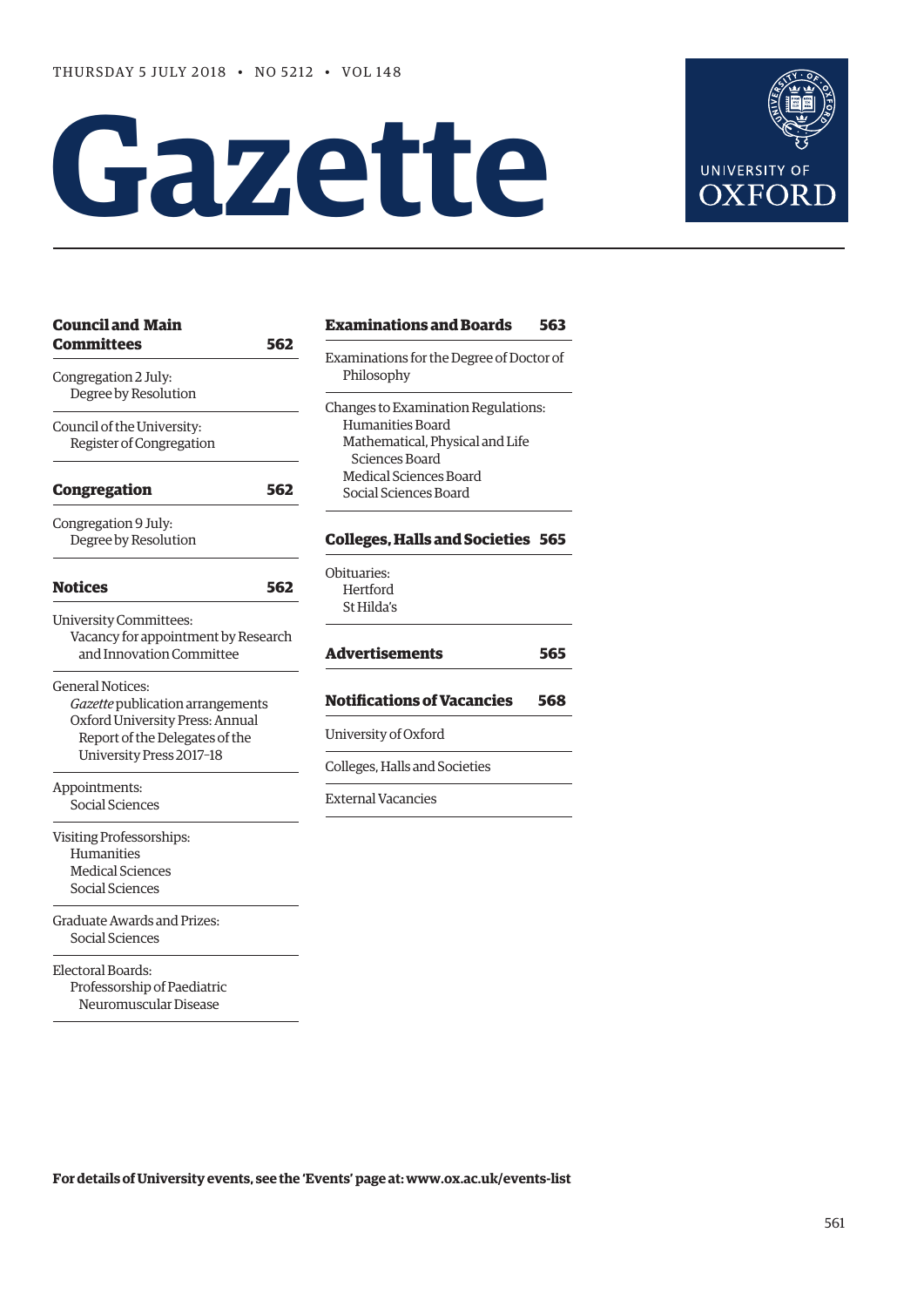THURSDAY 5 JULY 2018 • NO 5212 • VOL 148

# Gazette

UNIVERSITY OF OXFORD

**Council and Main Committees** **562**

Congregation 2 July:
Degree by Resolution

Council of the University:
Register of Congregation

**Congregation** **562**

Congregation 9 July:
Degree by Resolution

**Notices** **562**

University Committees:
Vacancy for appointment by Research and Innovation Committee

General Notices:
*Gazette* publication arrangements
Oxford University Press: Annual Report of the Delegates of the University Press 2017–18

Appointments:
Social Sciences

Visiting Professorships:
Humanities
Medical Sciences
Social Sciences

Graduate Awards and Prizes:
Social Sciences

Electoral Boards:
Professorship of Paediatric Neuromuscular Disease

**Examinations and Boards** **563**

Examinations for the Degree of Doctor of Philosophy

Changes to Examination Regulations:
Humanities Board
Mathematical, Physical and Life Sciences Board
Medical Sciences Board
Social Sciences Board

**Colleges, Halls and Societies** **565**

Obituaries:
Hertford
St Hilda's

**Advertisements** **565**

**Notifications of Vacancies** **568**

University of Oxford

Colleges, Halls and Societies

External Vacancies

**For details of University events, see the 'Events' page at: www.ox.ac.uk/events-list**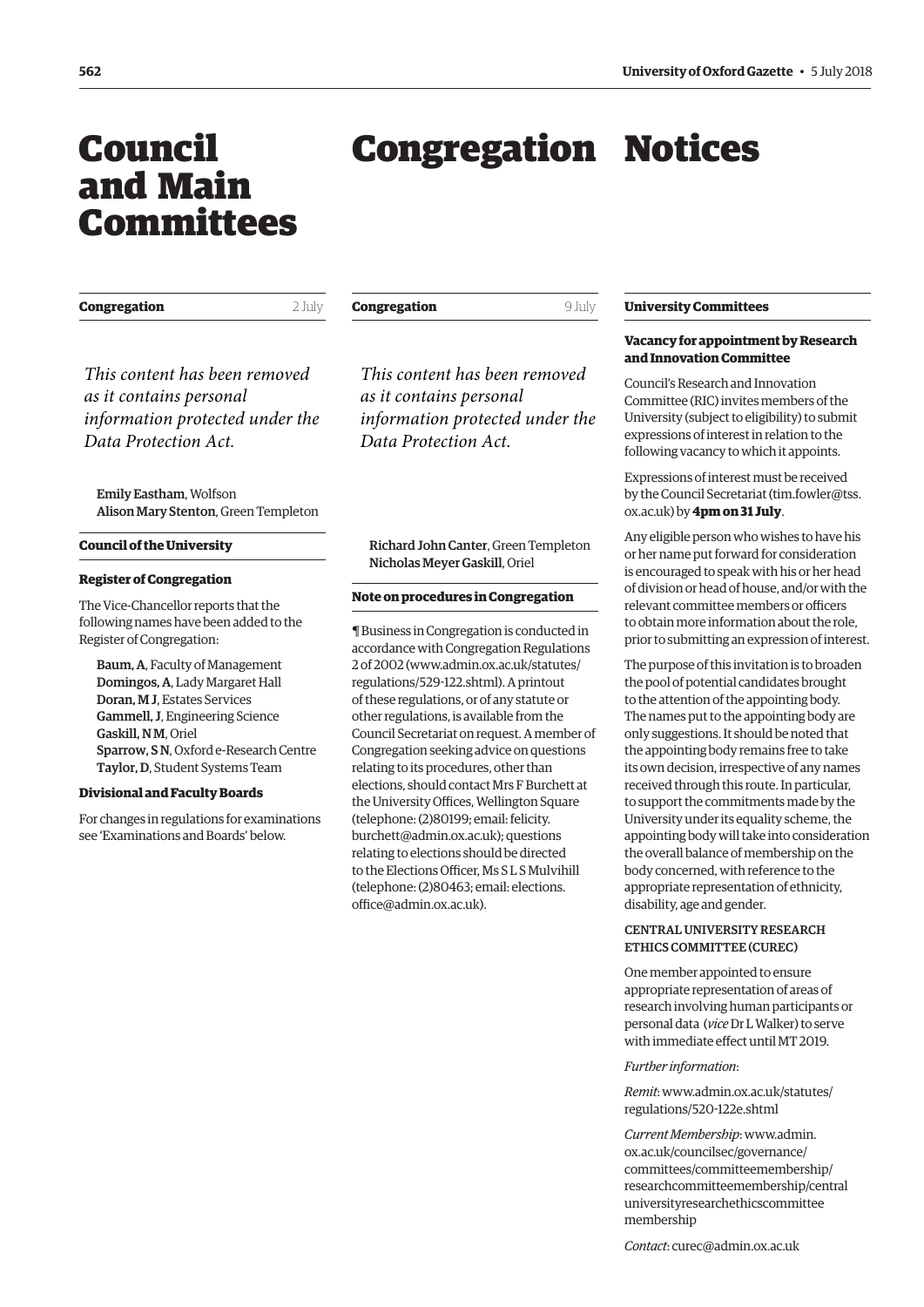# Council and Main Committees

## Congregation — 2 July

*This content has been removed as it contains personal information protected under the Data Protection Act.*

**Emily Eastham**, Wolfson
**Alison Mary Stenton**, Green Templeton

## Council of the University

### Register of Congregation

The Vice-Chancellor reports that the following names have been added to the Register of Congregation:

**Baum, A**, Faculty of Management
**Domingos, A**, Lady Margaret Hall
**Doran, M J**, Estates Services
**Gammell, J**, Engineering Science
**Gaskill, N M**, Oriel
**Sparrow, S N**, Oxford e-Research Centre
**Taylor, D**, Student Systems Team

### Divisional and Faculty Boards

For changes in regulations for examinations see 'Examinations and Boards' below.

# Congregation

## Congregation — 9 July

*This content has been removed as it contains personal information protected under the Data Protection Act.*

**Richard John Canter**, Green Templeton
**Nicholas Meyer Gaskill**, Oriel

## Note on procedures in Congregation

¶ Business in Congregation is conducted in accordance with Congregation Regulations 2 of 2002 (www.admin.ox.ac.uk/statutes/regulations/529-122.shtml). A printout of these regulations, or of any statute or other regulations, is available from the Council Secretariat on request. A member of Congregation seeking advice on questions relating to its procedures, other than elections, should contact Mrs F Burchett at the University Offices, Wellington Square (telephone: (2)80199; email: felicity.burchett@admin.ox.ac.uk); questions relating to elections should be directed to the Elections Officer, Ms S L S Mulvihill (telephone: (2)80463; email: elections.office@admin.ox.ac.uk).

# Notices

## University Committees

### Vacancy for appointment by Research and Innovation Committee

Council's Research and Innovation Committee (RIC) invites members of the University (subject to eligibility) to submit expressions of interest in relation to the following vacancy to which it appoints.

Expressions of interest must be received by the Council Secretariat (tim.fowler@tss.ox.ac.uk) by **4pm on 31 July**.

Any eligible person who wishes to have his or her name put forward for consideration is encouraged to speak with his or her head of division or head of house, and/or with the relevant committee members or officers to obtain more information about the role, prior to submitting an expression of interest.

The purpose of this invitation is to broaden the pool of potential candidates brought to the attention of the appointing body. The names put to the appointing body are only suggestions. It should be noted that the appointing body remains free to take its own decision, irrespective of any names received through this route. In particular, to support the commitments made by the University under its equality scheme, the appointing body will take into consideration the overall balance of membership on the body concerned, with reference to the appropriate representation of ethnicity, disability, age and gender.

#### CENTRAL UNIVERSITY RESEARCH ETHICS COMMITTEE (CUREC)

One member appointed to ensure appropriate representation of areas of research involving human participants or personal data (*vice* Dr L Walker) to serve with immediate effect until MT 2019.

*Further information*:

*Remit*: www.admin.ox.ac.uk/statutes/regulations/520-122e.shtml

*Current Membership*: www.admin.ox.ac.uk/councilsec/governance/committees/committeemembership/researchcommitteemembership/centraluniversityresearchethicscommitteemembership

*Contact*: curec@admin.ox.ac.uk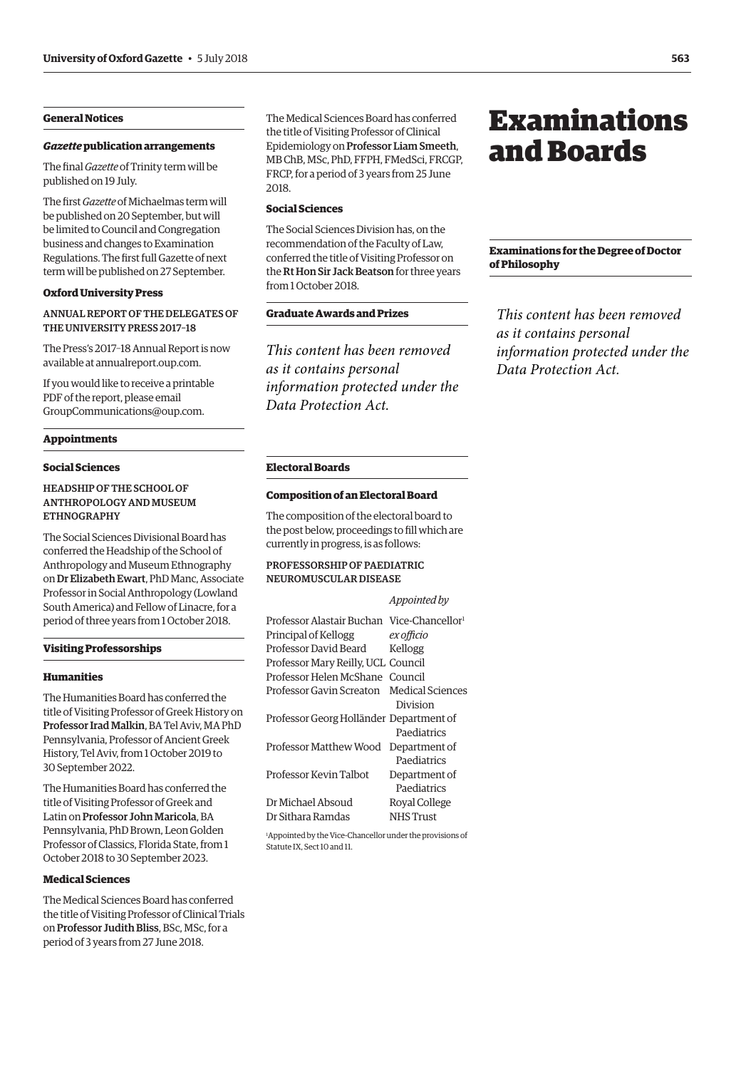## General Notices

### *Gazette* publication arrangements

The final *Gazette* of Trinity term will be published on 19 July.

The first *Gazette* of Michaelmas term will be published on 20 September, but will be limited to Council and Congregation business and changes to Examination Regulations. The first full Gazette of next term will be published on 27 September.

### Oxford University Press

ANNUAL REPORT OF THE DELEGATES OF THE UNIVERSITY PRESS 2017–18

The Press's 2017–18 Annual Report is now available at annualreport.oup.com.

If you would like to receive a printable PDF of the report, please email GroupCommunications@oup.com.

## Appointments

### Social Sciences

HEADSHIP OF THE SCHOOL OF ANTHROPOLOGY AND MUSEUM ETHNOGRAPHY

The Social Sciences Divisional Board has conferred the Headship of the School of Anthropology and Museum Ethnography on **Dr Elizabeth Ewart**, PhD Manc, Associate Professor in Social Anthropology (Lowland South America) and Fellow of Linacre, for a period of three years from 1 October 2018.

## Visiting Professorships

### Humanities

The Humanities Board has conferred the title of Visiting Professor of Greek History on **Professor Irad Malkin**, BA Tel Aviv, MA PhD Pennsylvania, Professor of Ancient Greek History, Tel Aviv, from 1 October 2019 to 30 September 2022.

The Humanities Board has conferred the title of Visiting Professor of Greek and Latin on **Professor John Maricola**, BA Pennsylvania, PhD Brown, Leon Golden Professor of Classics, Florida State, from 1 October 2018 to 30 September 2023.

### Medical Sciences

The Medical Sciences Board has conferred the title of Visiting Professor of Clinical Trials on **Professor Judith Bliss**, BSc, MSc, for a period of 3 years from 27 June 2018.

The Medical Sciences Board has conferred the title of Visiting Professor of Clinical Epidemiology on **Professor Liam Smeeth**, MB ChB, MSc, PhD, FFPH, FMedSci, FRCGP, FRCP, for a period of 3 years from 25 June 2018.

### Social Sciences

The Social Sciences Division has, on the recommendation of the Faculty of Law, conferred the title of Visiting Professor on the **Rt Hon Sir Jack Beatson** for three years from 1 October 2018.

## Graduate Awards and Prizes

*This content has been removed as it contains personal information protected under the Data Protection Act.*

## Electoral Boards

### Composition of an Electoral Board

The composition of the electoral board to the post below, proceedings to fill which are currently in progress, is as follows:

PROFESSORSHIP OF PAEDIATRIC NEUROMUSCULAR DISEASE

| | *Appointed by* |
|---|---|
| Professor Alastair Buchan | Vice-Chancellor[1] |
| Principal of Kellogg | *ex officio* |
| Professor David Beard | Kellogg |
| Professor Mary Reilly, UCL | Council |
| Professor Helen McShane | Council |
| Professor Gavin Screaton | Medical Sciences Division |
| Professor Georg Holländer | Department of Paediatrics |
| Professor Matthew Wood | Department of Paediatrics |
| Professor Kevin Talbot | Department of Paediatrics |
| Dr Michael Absoud | Royal College |
| Dr Sithara Ramdas | NHS Trust |

[1]Appointed by the Vice-Chancellor under the provisions of Statute IX, Sect 10 and 11.

# Examinations and Boards

## Examinations for the Degree of Doctor of Philosophy

*This content has been removed as it contains personal information protected under the Data Protection Act.*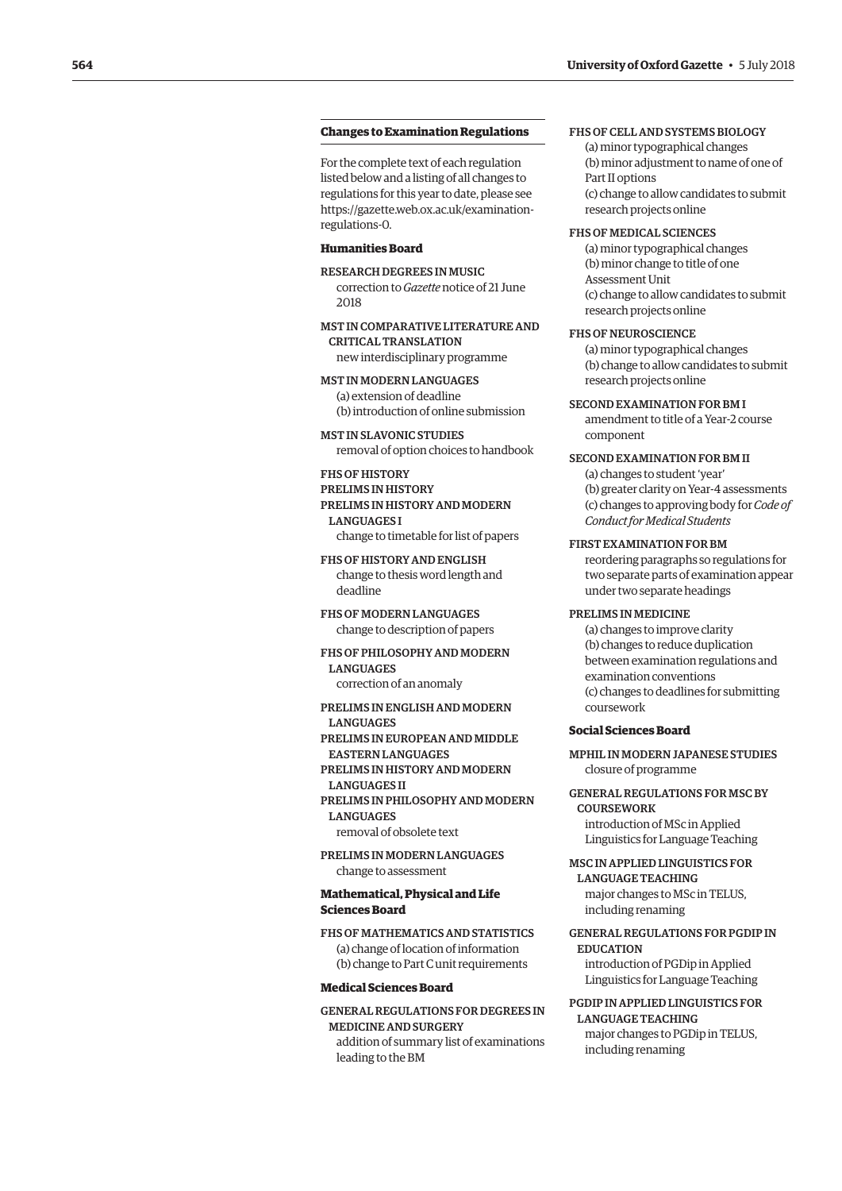## Changes to Examination Regulations

For the complete text of each regulation listed below and a listing of all changes to regulations for this year to date, please see https://gazette.web.ox.ac.uk/examination-regulations-0.

### Humanities Board

RESEARCH DEGREES IN MUSIC
correction to *Gazette* notice of 21 June 2018

MST IN COMPARATIVE LITERATURE AND CRITICAL TRANSLATION
new interdisciplinary programme

MST IN MODERN LANGUAGES
(a) extension of deadline
(b) introduction of online submission

MST IN SLAVONIC STUDIES
removal of option choices to handbook

FHS OF HISTORY
PRELIMS IN HISTORY
PRELIMS IN HISTORY AND MODERN LANGUAGES I
change to timetable for list of papers

FHS OF HISTORY AND ENGLISH
change to thesis word length and deadline

FHS OF MODERN LANGUAGES
change to description of papers

FHS OF PHILOSOPHY AND MODERN LANGUAGES
correction of an anomaly

PRELIMS IN ENGLISH AND MODERN LANGUAGES
PRELIMS IN EUROPEAN AND MIDDLE EASTERN LANGUAGES
PRELIMS IN HISTORY AND MODERN LANGUAGES II
PRELIMS IN PHILOSOPHY AND MODERN LANGUAGES
removal of obsolete text

PRELIMS IN MODERN LANGUAGES
change to assessment

### Mathematical, Physical and Life Sciences Board

FHS OF MATHEMATICS AND STATISTICS
(a) change of location of information
(b) change to Part C unit requirements

### Medical Sciences Board

GENERAL REGULATIONS FOR DEGREES IN MEDICINE AND SURGERY
addition of summary list of examinations leading to the BM

FHS OF CELL AND SYSTEMS BIOLOGY
(a) minor typographical changes
(b) minor adjustment to name of one of Part II options
(c) change to allow candidates to submit research projects online

FHS OF MEDICAL SCIENCES
(a) minor typographical changes
(b) minor change to title of one Assessment Unit
(c) change to allow candidates to submit research projects online

FHS OF NEUROSCIENCE
(a) minor typographical changes
(b) change to allow candidates to submit research projects online

SECOND EXAMINATION FOR BM I
amendment to title of a Year-2 course component

SECOND EXAMINATION FOR BM II
(a) changes to student 'year'
(b) greater clarity on Year-4 assessments
(c) changes to approving body for *Code of Conduct for Medical Students*

FIRST EXAMINATION FOR BM
reordering paragraphs so regulations for two separate parts of examination appear under two separate headings

PRELIMS IN MEDICINE
(a) changes to improve clarity
(b) changes to reduce duplication between examination regulations and examination conventions
(c) changes to deadlines for submitting coursework

### Social Sciences Board

MPHIL IN MODERN JAPANESE STUDIES
closure of programme

GENERAL REGULATIONS FOR MSC BY COURSEWORK
introduction of MSc in Applied Linguistics for Language Teaching

MSC IN APPLIED LINGUISTICS FOR LANGUAGE TEACHING
major changes to MSc in TELUS, including renaming

GENERAL REGULATIONS FOR PGDIP IN EDUCATION
introduction of PGDip in Applied Linguistics for Language Teaching

PGDIP IN APPLIED LINGUISTICS FOR LANGUAGE TEACHING
major changes to PGDip in TELUS, including renaming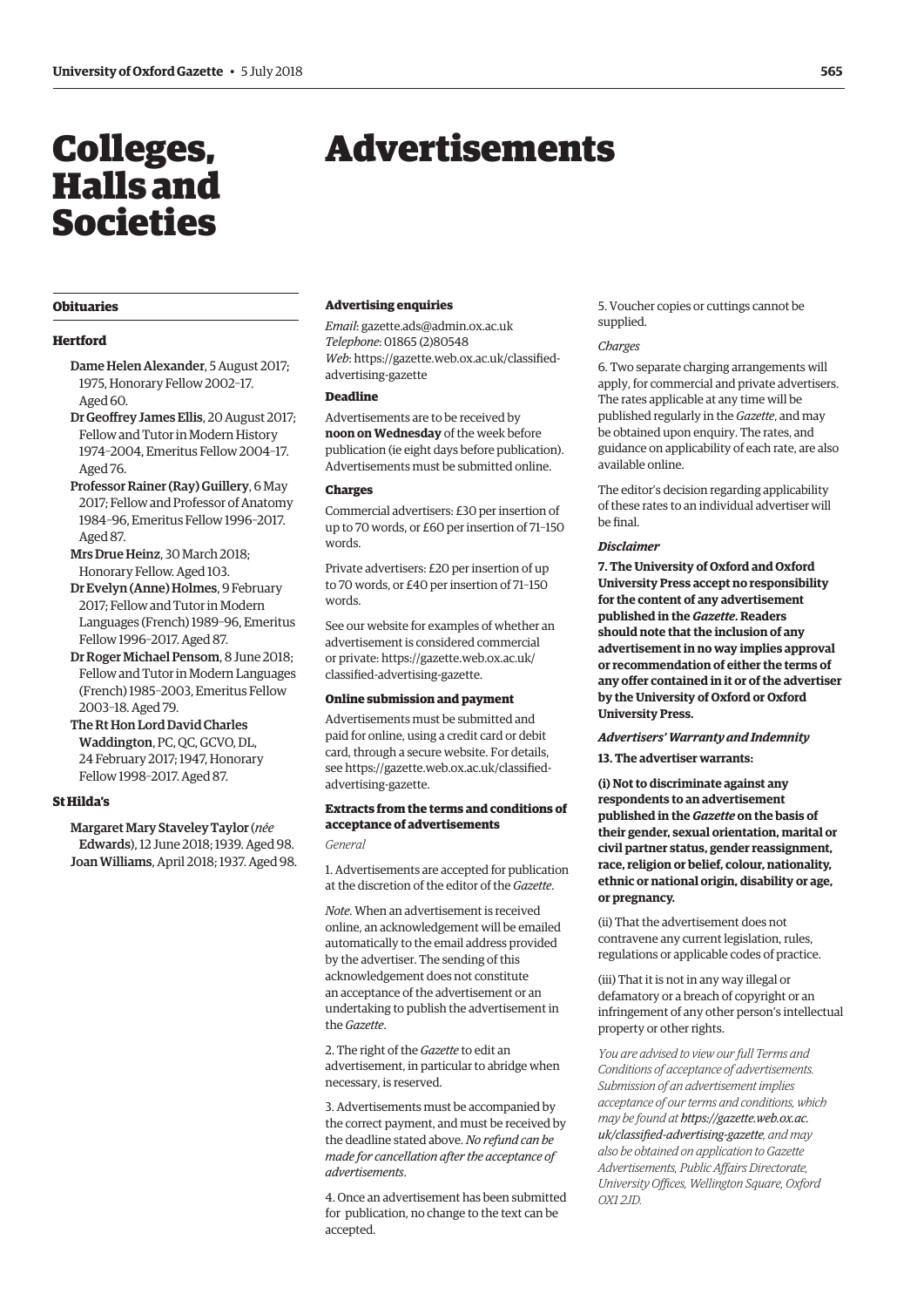# Colleges, Halls and Societies

## Obituaries

### Hertford

**Dame Helen Alexander**, 5 August 2017; 1975, Honorary Fellow 2002–17. Aged 60.

**Dr Geoffrey James Ellis**, 20 August 2017; Fellow and Tutor in Modern History 1974–2004, Emeritus Fellow 2004–17. Aged 76.

**Professor Rainer (Ray) Guillery**, 6 May 2017; Fellow and Professor of Anatomy 1984–96, Emeritus Fellow 1996–2017. Aged 87.

**Mrs Drue Heinz**, 30 March 2018; Honorary Fellow. Aged 103.

**Dr Evelyn (Anne) Holmes**, 9 February 2017; Fellow and Tutor in Modern Languages (French) 1989–96, Emeritus Fellow 1996–2017. Aged 87.

**Dr Roger Michael Pensom**, 8 June 2018; Fellow and Tutor in Modern Languages (French) 1985–2003, Emeritus Fellow 2003–18. Aged 79.

**The Rt Hon Lord David Charles Waddington**, PC, QC, GCVO, DL, 24 February 2017; 1947, Honorary Fellow 1998–2017. Aged 87.

### St Hilda's

**Margaret Mary Staveley Taylor** (*née* **Edwards**), 12 June 2018; 1939. Aged 98.

**Joan Williams**, April 2018; 1937. Aged 98.

# Advertisements

### Advertising enquiries

*Email*: gazette.ads@admin.ox.ac.uk
*Telephone*: 01865 (2)80548
*Web*: https://gazette.web.ox.ac.uk/classified-advertising-gazette

### Deadline

Advertisements are to be received by **noon on Wednesday** of the week before publication (ie eight days before publication). Advertisements must be submitted online.

### Charges

Commercial advertisers: £30 per insertion of up to 70 words, or £60 per insertion of 71–150 words.

Private advertisers: £20 per insertion of up to 70 words, or £40 per insertion of 71–150 words.

See our website for examples of whether an advertisement is considered commercial or private: https://gazette.web.ox.ac.uk/classified-advertising-gazette.

### Online submission and payment

Advertisements must be submitted and paid for online, using a credit card or debit card, through a secure website. For details, see https://gazette.web.ox.ac.uk/classified-advertising-gazette.

### Extracts from the terms and conditions of acceptance of advertisements

*General*

1. Advertisements are accepted for publication at the discretion of the editor of the *Gazette*.

*Note*. When an advertisement is received online, an acknowledgement will be emailed automatically to the email address provided by the advertiser. The sending of this acknowledgement does not constitute an acceptance of the advertisement or an undertaking to publish the advertisement in the *Gazette*.

2. The right of the *Gazette* to edit an advertisement, in particular to abridge when necessary, is reserved.

3. Advertisements must be accompanied by the correct payment, and must be received by the deadline stated above. *No refund can be made for cancellation after the acceptance of advertisements*.

4. Once an advertisement has been submitted for publication, no change to the text can be accepted.

5. Voucher copies or cuttings cannot be supplied.

*Charges*

6. Two separate charging arrangements will apply, for commercial and private advertisers. The rates applicable at any time will be published regularly in the *Gazette*, and may be obtained upon enquiry. The rates, and guidance on applicability of each rate, are also available online.

The editor's decision regarding applicability of these rates to an individual advertiser will be final.

***Disclaimer***

**7. The University of Oxford and Oxford University Press accept no responsibility for the content of any advertisement published in the *Gazette*. Readers should note that the inclusion of any advertisement in no way implies approval or recommendation of either the terms of any offer contained in it or of the advertiser by the University of Oxford or Oxford University Press.**

***Advertisers' Warranty and Indemnity***

**13. The advertiser warrants:**

**(i) Not to discriminate against any respondents to an advertisement published in the *Gazette* on the basis of their gender, sexual orientation, marital or civil partner status, gender reassignment, race, religion or belief, colour, nationality, ethnic or national origin, disability or age, or pregnancy.**

(ii) That the advertisement does not contravene any current legislation, rules, regulations or applicable codes of practice.

(iii) That it is not in any way illegal or defamatory or a breach of copyright or an infringement of any other person's intellectual property or other rights.

*You are advised to view our full Terms and Conditions of acceptance of advertisements. Submission of an advertisement implies acceptance of our terms and conditions, which may be found at **https://gazette.web.ox.ac.uk/classified-advertising-gazette**, and may also be obtained on application to Gazette Advertisements, Public Affairs Directorate, University Offices, Wellington Square, Oxford OX1 2JD.*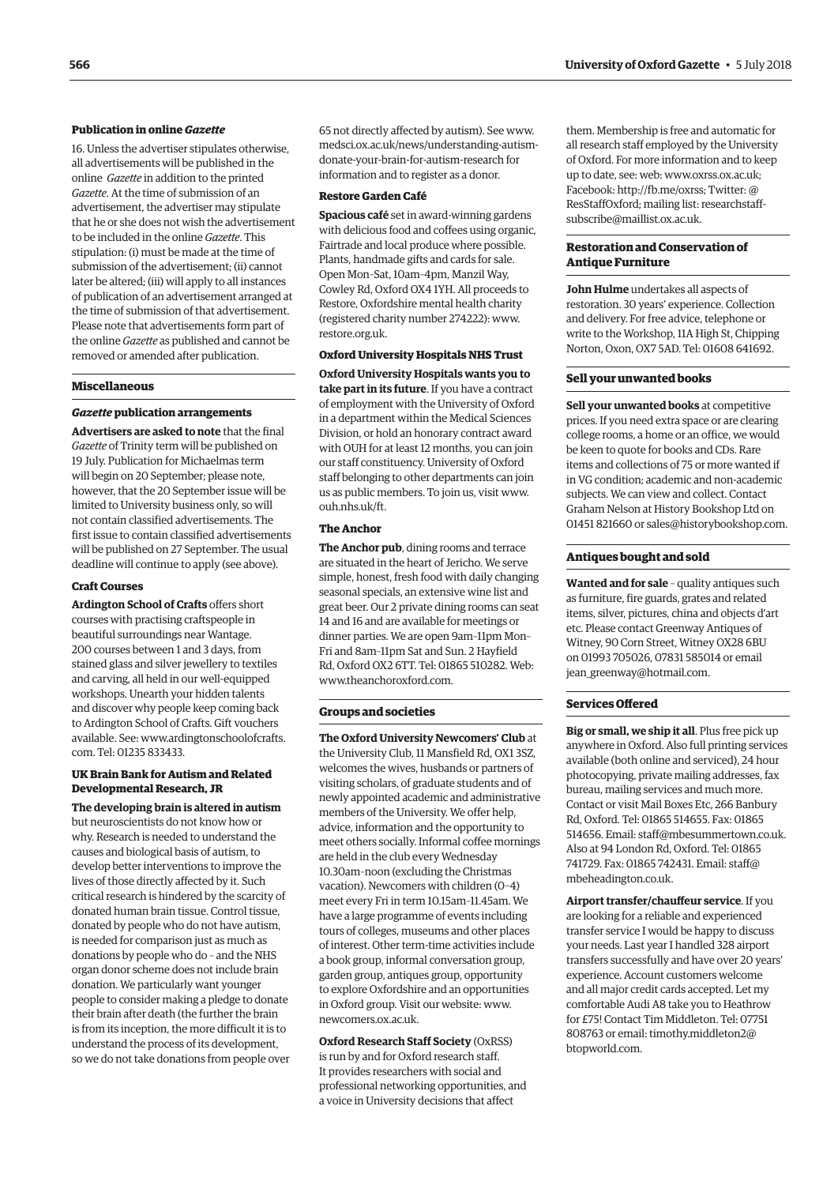### Publication in online *Gazette*

16. Unless the advertiser stipulates otherwise, all advertisements will be published in the online *Gazette* in addition to the printed *Gazette*. At the time of submission of an advertisement, the advertiser may stipulate that he or she does not wish the advertisement to be included in the online *Gazette*. This stipulation: (i) must be made at the time of submission of the advertisement; (ii) cannot later be altered; (iii) will apply to all instances of publication of an advertisement arranged at the time of submission of that advertisement. Please note that advertisements form part of the online *Gazette* as published and cannot be removed or amended after publication.

## Miscellaneous

### *Gazette* publication arrangements

**Advertisers are asked to note** that the final *Gazette* of Trinity term will be published on 19 July. Publication for Michaelmas term will begin on 20 September; please note, however, that the 20 September issue will be limited to University business only, so will not contain classified advertisements. The first issue to contain classified advertisements will be published on 27 September. The usual deadline will continue to apply (see above).

### Craft Courses

**Ardington School of Crafts** offers short courses with practising craftspeople in beautiful surroundings near Wantage. 200 courses between 1 and 3 days, from stained glass and silver jewellery to textiles and carving, all held in our well-equipped workshops. Unearth your hidden talents and discover why people keep coming back to Ardington School of Crafts. Gift vouchers available. See: www.ardingtonschoolofcrafts.com. Tel: 01235 833433.

### UK Brain Bank for Autism and Related Developmental Research, JR

**The developing brain is altered in autism** but neuroscientists do not know how or why. Research is needed to understand the causes and biological basis of autism, to develop better interventions to improve the lives of those directly affected by it. Such critical research is hindered by the scarcity of donated human brain tissue. Control tissue, donated by people who do not have autism, is needed for comparison just as much as donations by people who do – and the NHS organ donor scheme does not include brain donation. We particularly want younger people to consider making a pledge to donate their brain after death (the further the brain is from its inception, the more difficult it is to understand the process of its development, so we do not take donations from people over 65 not directly affected by autism). See www.medsci.ox.ac.uk/news/understanding-autism-donate-your-brain-for-autism-research for information and to register as a donor.

### Restore Garden Café

**Spacious café** set in award-winning gardens with delicious food and coffees using organic, Fairtrade and local produce where possible. Plants, handmade gifts and cards for sale. Open Mon–Sat, 10am–4pm, Manzil Way, Cowley Rd, Oxford OX4 1YH. All proceeds to Restore, Oxfordshire mental health charity (registered charity number 274222): www.restore.org.uk.

### Oxford University Hospitals NHS Trust

**Oxford University Hospitals wants you to take part in its future**. If you have a contract of employment with the University of Oxford in a department within the Medical Sciences Division, or hold an honorary contract award with OUH for at least 12 months, you can join our staff constituency. University of Oxford staff belonging to other departments can join us as public members. To join us, visit www.ouh.nhs.uk/ft.

### The Anchor

**The Anchor pub**, dining rooms and terrace are situated in the heart of Jericho. We serve simple, honest, fresh food with daily changing seasonal specials, an extensive wine list and great beer. Our 2 private dining rooms can seat 14 and 16 and are available for meetings or dinner parties. We are open 9am–11pm Mon–Fri and 8am–11pm Sat and Sun. 2 Hayfield Rd, Oxford OX2 6TT. Tel: 01865 510282. Web: www.theanchoroxford.com.

## Groups and societies

**The Oxford University Newcomers' Club** at the University Club, 11 Mansfield Rd, OX1 3SZ, welcomes the wives, husbands or partners of visiting scholars, of graduate students and of newly appointed academic and administrative members of the University. We offer help, advice, information and the opportunity to meet others socially. Informal coffee mornings are held in the club every Wednesday 10.30am–noon (excluding the Christmas vacation). Newcomers with children (0–4) meet every Fri in term 10.15am–11.45am. We have a large programme of events including tours of colleges, museums and other places of interest. Other term-time activities include a book group, informal conversation group, garden group, antiques group, opportunity to explore Oxfordshire and an opportunities in Oxford group. Visit our website: www.newcomers.ox.ac.uk.

**Oxford Research Staff Society** (OxRSS) is run by and for Oxford research staff. It provides researchers with social and professional networking opportunities, and a voice in University decisions that affect them. Membership is free and automatic for all research staff employed by the University of Oxford. For more information and to keep up to date, see: web: www.oxrss.ox.ac.uk; Facebook: http://fb.me/oxrss; Twitter: @ResStaffOxford; mailing list: researchstaff-subscribe@maillist.ox.ac.uk.

## Restoration and Conservation of Antique Furniture

**John Hulme** undertakes all aspects of restoration. 30 years' experience. Collection and delivery. For free advice, telephone or write to the Workshop, 11A High St, Chipping Norton, Oxon, OX7 5AD. Tel: 01608 641692.

## Sell your unwanted books

**Sell your unwanted books** at competitive prices. If you need extra space or are clearing college rooms, a home or an office, we would be keen to quote for books and CDs. Rare items and collections of 75 or more wanted if in VG condition; academic and non-academic subjects. We can view and collect. Contact Graham Nelson at History Bookshop Ltd on 01451 821660 or sales@historybookshop.com.

## Antiques bought and sold

**Wanted and for sale** – quality antiques such as furniture, fire guards, grates and related items, silver, pictures, china and objects d'art etc. Please contact Greenway Antiques of Witney, 90 Corn Street, Witney OX28 6BU on 01993 705026, 07831 585014 or email jean_greenway@hotmail.com.

## Services Offered

**Big or small, we ship it all**. Plus free pick up anywhere in Oxford. Also full printing services available (both online and serviced), 24 hour photocopying, private mailing addresses, fax bureau, mailing services and much more. Contact or visit Mail Boxes Etc, 266 Banbury Rd, Oxford. Tel: 01865 514655. Fax: 01865 514656. Email: staff@mbesummertown.co.uk. Also at 94 London Rd, Oxford. Tel: 01865 741729. Fax: 01865 742431. Email: staff@mbeheadington.co.uk.

**Airport transfer/chauffeur service**. If you are looking for a reliable and experienced transfer service I would be happy to discuss your needs. Last year I handled 328 airport transfers successfully and have over 20 years' experience. Account customers welcome and all major credit cards accepted. Let my comfortable Audi A8 take you to Heathrow for £75! Contact Tim Middleton. Tel: 07751 808763 or email: timothy.middleton2@btopworld.com.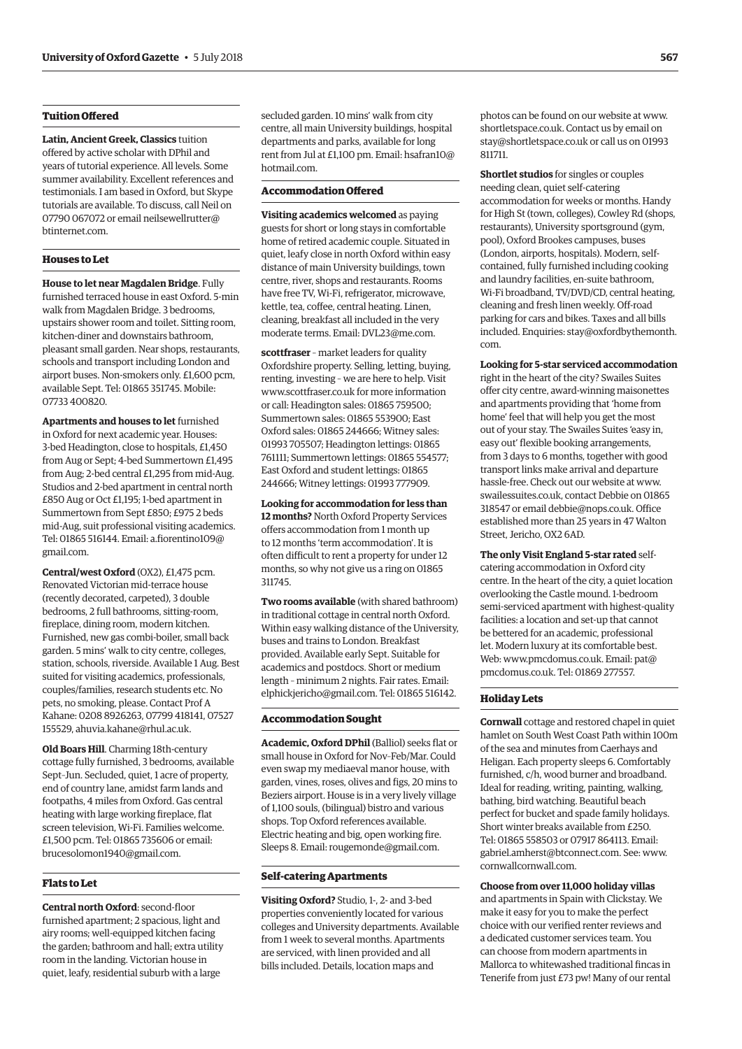### Tuition Offered

**Latin, Ancient Greek, Classics** tuition offered by active scholar with DPhil and years of tutorial experience. All levels. Some summer availability. Excellent references and testimonials. I am based in Oxford, but Skype tutorials are available. To discuss, call Neil on 07790 067072 or email neilsewellrutter@btinternet.com.

### Houses to Let

**House to let near Magdalen Bridge**. Fully furnished terraced house in east Oxford. 5-min walk from Magdalen Bridge. 3 bedrooms, upstairs shower room and toilet. Sitting room, kitchen-diner and downstairs bathroom, pleasant small garden. Near shops, restaurants, schools and transport including London and airport buses. Non-smokers only. £1,600 pcm, available Sept. Tel: 01865 351745. Mobile: 07733 400820.

**Apartments and houses to let** furnished in Oxford for next academic year. Houses: 3-bed Headington, close to hospitals, £1,450 from Aug or Sept; 4-bed Summertown £1,495 from Aug; 2-bed central £1,295 from mid-Aug. Studios and 2-bed apartment in central north £850 Aug or Oct £1,195; 1-bed apartment in Summertown from Sept £850; £975 2 beds mid-Aug, suit professional visiting academics. Tel: 01865 516144. Email: a.fiorentino109@gmail.com.

**Central/west Oxford** (OX2), £1,475 pcm. Renovated Victorian mid-terrace house (recently decorated, carpeted), 3 double bedrooms, 2 full bathrooms, sitting-room, fireplace, dining room, modern kitchen. Furnished, new gas combi-boiler, small back garden. 5 mins' walk to city centre, colleges, station, schools, riverside. Available 1 Aug. Best suited for visiting academics, professionals, couples/families, research students etc. No pets, no smoking, please. Contact Prof A Kahane: 0208 8926263, 07799 418141, 07527 155529, ahuvia.kahane@rhul.ac.uk.

**Old Boars Hill**. Charming 18th-century cottage fully furnished, 3 bedrooms, available Sept–Jun. Secluded, quiet, 1 acre of property, end of country lane, amidst farm lands and footpaths, 4 miles from Oxford. Gas central heating with large working fireplace, flat screen television, Wi-Fi. Families welcome. £1,500 pcm. Tel: 01865 735606 or email: brucesolomon1940@gmail.com.

### Flats to Let

**Central north Oxford**: second-floor furnished apartment; 2 spacious, light and airy rooms; well-equipped kitchen facing the garden; bathroom and hall; extra utility room in the landing. Victorian house in quiet, leafy, residential suburb with a large secluded garden. 10 mins' walk from city centre, all main University buildings, hospital departments and parks, available for long rent from Jul at £1,100 pm. Email: hsafran10@hotmail.com.

### Accommodation Offered

**Visiting academics welcomed** as paying guests for short or long stays in comfortable home of retired academic couple. Situated in quiet, leafy close in north Oxford within easy distance of main University buildings, town centre, river, shops and restaurants. Rooms have free TV, Wi-Fi, refrigerator, microwave, kettle, tea, coffee, central heating. Linen, cleaning, breakfast all included in the very moderate terms. Email: DVL23@me.com.

**scottfraser** – market leaders for quality Oxfordshire property. Selling, letting, buying, renting, investing – we are here to help. Visit www.scottfraser.co.uk for more information or call: Headington sales: 01865 759500; Summertown sales: 01865 553900; East Oxford sales: 01865 244666; Witney sales: 01993 705507; Headington lettings: 01865 761111; Summertown lettings: 01865 554577; East Oxford and student lettings: 01865 244666; Witney lettings: 01993 777909.

**Looking for accommodation for less than 12 months?** North Oxford Property Services offers accommodation from 1 month up to 12 months 'term accommodation'. It is often difficult to rent a property for under 12 months, so why not give us a ring on 01865 311745.

**Two rooms available** (with shared bathroom) in traditional cottage in central north Oxford. Within easy walking distance of the University, buses and trains to London. Breakfast provided. Available early Sept. Suitable for academics and postdocs. Short or medium length – minimum 2 nights. Fair rates. Email: elphickjericho@gmail.com. Tel: 01865 516142.

### Accommodation Sought

**Academic, Oxford DPhil** (Balliol) seeks flat or small house in Oxford for Nov–Feb/Mar. Could even swap my mediaeval manor house, with garden, vines, roses, olives and figs, 20 mins to Beziers airport. House is in a very lively village of 1,100 souls, (bilingual) bistro and various shops. Top Oxford references available. Electric heating and big, open working fire. Sleeps 8. Email: rougemonde@gmail.com.

### Self-catering Apartments

**Visiting Oxford?** Studio, 1-, 2- and 3-bed properties conveniently located for various colleges and University departments. Available from 1 week to several months. Apartments are serviced, with linen provided and all bills included. Details, location maps and photos can be found on our website at www.shortletspace.co.uk. Contact us by email on stay@shortletspace.co.uk or call us on 01993 811711.

**Shortlet studios** for singles or couples needing clean, quiet self-catering accommodation for weeks or months. Handy for High St (town, colleges), Cowley Rd (shops, restaurants), University sportsground (gym, pool), Oxford Brookes campuses, buses (London, airports, hospitals). Modern, self-contained, fully furnished including cooking and laundry facilities, en-suite bathroom, Wi-Fi broadband, TV/DVD/CD, central heating, cleaning and fresh linen weekly. Off-road parking for cars and bikes. Taxes and all bills included. Enquiries: stay@oxfordbythemonth.com.

**Looking for 5-star serviced accommodation** right in the heart of the city? Swailes Suites offer city centre, award-winning maisonettes and apartments providing that 'home from home' feel that will help you get the most out of your stay. The Swailes Suites 'easy in, easy out' flexible booking arrangements, from 3 days to 6 months, together with good transport links make arrival and departure hassle-free. Check out our website at www.swailessuites.co.uk, contact Debbie on 01865 318547 or email debbie@nops.co.uk. Office established more than 25 years in 47 Walton Street, Jericho, OX2 6AD.

**The only Visit England 5-star rated** self-catering accommodation in Oxford city centre. In the heart of the city, a quiet location overlooking the Castle mound. 1-bedroom semi-serviced apartment with highest-quality facilities: a location and set-up that cannot be bettered for an academic, professional let. Modern luxury at its comfortable best. Web: www.pmcdomus.co.uk. Email: pat@pmcdomus.co.uk. Tel: 01869 277557.

### Holiday Lets

**Cornwall** cottage and restored chapel in quiet hamlet on South West Coast Path within 100m of the sea and minutes from Caerhays and Heligan. Each property sleeps 6. Comfortably furnished, c/h, wood burner and broadband. Ideal for reading, writing, painting, walking, bathing, bird watching. Beautiful beach perfect for bucket and spade family holidays. Short winter breaks available from £250. Tel: 01865 558503 or 07917 864113. Email: gabriel.amherst@btconnect.com. See: www.cornwallcornwall.com.

**Choose from over 11,000 holiday villas** and apartments in Spain with Clickstay. We make it easy for you to make the perfect choice with our verified renter reviews and a dedicated customer services team. You can choose from modern apartments in Mallorca to whitewashed traditional fincas in Tenerife from just £73 pw! Many of our rental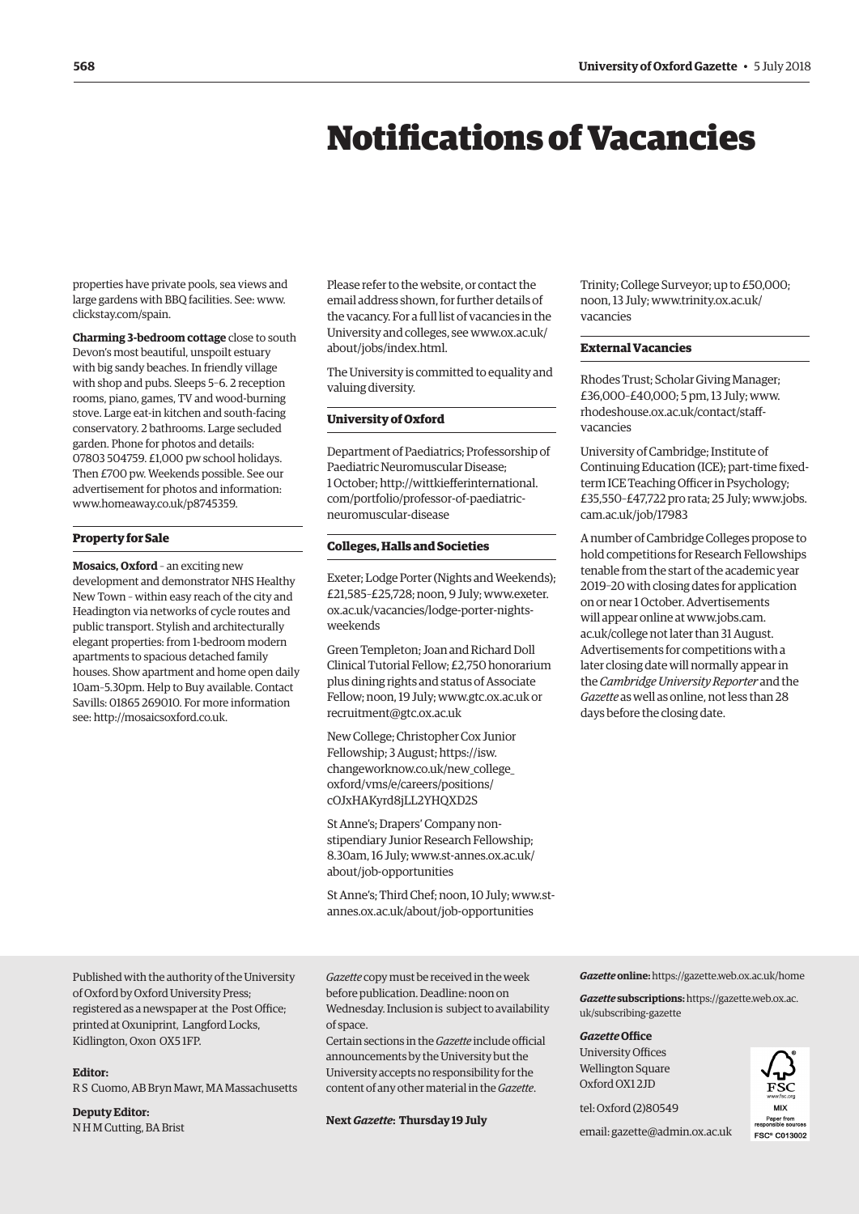# Notifications of Vacancies

properties have private pools, sea views and large gardens with BBQ facilities. See: www.clickstay.com/spain.

**Charming 3-bedroom cottage** close to south Devon's most beautiful, unspoilt estuary with big sandy beaches. In friendly village with shop and pubs. Sleeps 5–6. 2 reception rooms, piano, games, TV and wood-burning stove. Large eat-in kitchen and south-facing conservatory. 2 bathrooms. Large secluded garden. Phone for photos and details: 07803 504759. £1,000 pw school holidays. Then £700 pw. Weekends possible. See our advertisement for photos and information: www.homeaway.co.uk/p8745359.

### Property for Sale

**Mosaics, Oxford** – an exciting new development and demonstrator NHS Healthy New Town – within easy reach of the city and Headington via networks of cycle routes and public transport. Stylish and architecturally elegant properties: from 1-bedroom modern apartments to spacious detached family houses. Show apartment and home open daily 10am–5.30pm. Help to Buy available. Contact Savills: 01865 269010. For more information see: http://mosaicsoxford.co.uk.

Please refer to the website, or contact the email address shown, for further details of the vacancy. For a full list of vacancies in the University and colleges, see www.ox.ac.uk/about/jobs/index.html.

The University is committed to equality and valuing diversity.

### University of Oxford

Department of Paediatrics; Professorship of Paediatric Neuromuscular Disease; 1 October; http://wittkiefferinternational.com/portfolio/professor-of-paediatric-neuromuscular-disease

### Colleges, Halls and Societies

Exeter; Lodge Porter (Nights and Weekends); £21,585–£25,728; noon, 9 July; www.exeter.ox.ac.uk/vacancies/lodge-porter-nights-weekends

Green Templeton; Joan and Richard Doll Clinical Tutorial Fellow; £2,750 honorarium plus dining rights and status of Associate Fellow; noon, 19 July; www.gtc.ox.ac.uk or recruitment@gtc.ox.ac.uk

New College; Christopher Cox Junior Fellowship; 3 August; https://isw.changeworknow.co.uk/new_college_oxford/vms/e/careers/positions/cOJxHAKyrd8jLL2YHQXD2S

St Anne's; Drapers' Company non-stipendiary Junior Research Fellowship; 8.30am, 16 July; www.st-annes.ox.ac.uk/about/job-opportunities

St Anne's; Third Chef; noon, 10 July; www.st-annes.ox.ac.uk/about/job-opportunities

Trinity; College Surveyor; up to £50,000; noon, 13 July; www.trinity.ox.ac.uk/vacancies

### External Vacancies

Rhodes Trust; Scholar Giving Manager; £36,000–£40,000; 5 pm, 13 July; www.rhodeshouse.ox.ac.uk/contact/staff-vacancies

University of Cambridge; Institute of Continuing Education (ICE); part-time fixed-term ICE Teaching Officer in Psychology; £35,550–£47,722 pro rata; 25 July; www.jobs.cam.ac.uk/job/17983

A number of Cambridge Colleges propose to hold competitions for Research Fellowships tenable from the start of the academic year 2019–20 with closing dates for application on or near 1 October. Advertisements will appear online at www.jobs.cam.ac.uk/college not later than 31 August. Advertisements for competitions with a later closing date will normally appear in the *Cambridge University Reporter* and the *Gazette* as well as online, not less than 28 days before the closing date.

---

Published with the authority of the University of Oxford by Oxford University Press; registered as a newspaper at the Post Office; printed at Oxuniprint, Langford Locks, Kidlington, Oxon OX5 1FP.

**Editor:**
R S Cuomo, AB Bryn Mawr, MA Massachusetts

**Deputy Editor:**
N H M Cutting, BA Brist

*Gazette* copy must be received in the week before publication. Deadline: noon on Wednesday. Inclusion is subject to availability of space.
Certain sections in the *Gazette* include official announcements by the University but the University accepts no responsibility for the content of any other material in the *Gazette*.

**Next *Gazette*: Thursday 19 July**

***Gazette* online:** https://gazette.web.ox.ac.uk/home

***Gazette* subscriptions:** https://gazette.web.ox.ac.uk/subscribing-gazette

***Gazette* Office**
University Offices
Wellington Square
Oxford OX1 2JD

tel: Oxford (2)80549

email: gazette@admin.ox.ac.uk

FSC www.fsc.org MIX Paper from responsible sources FSC® C013002